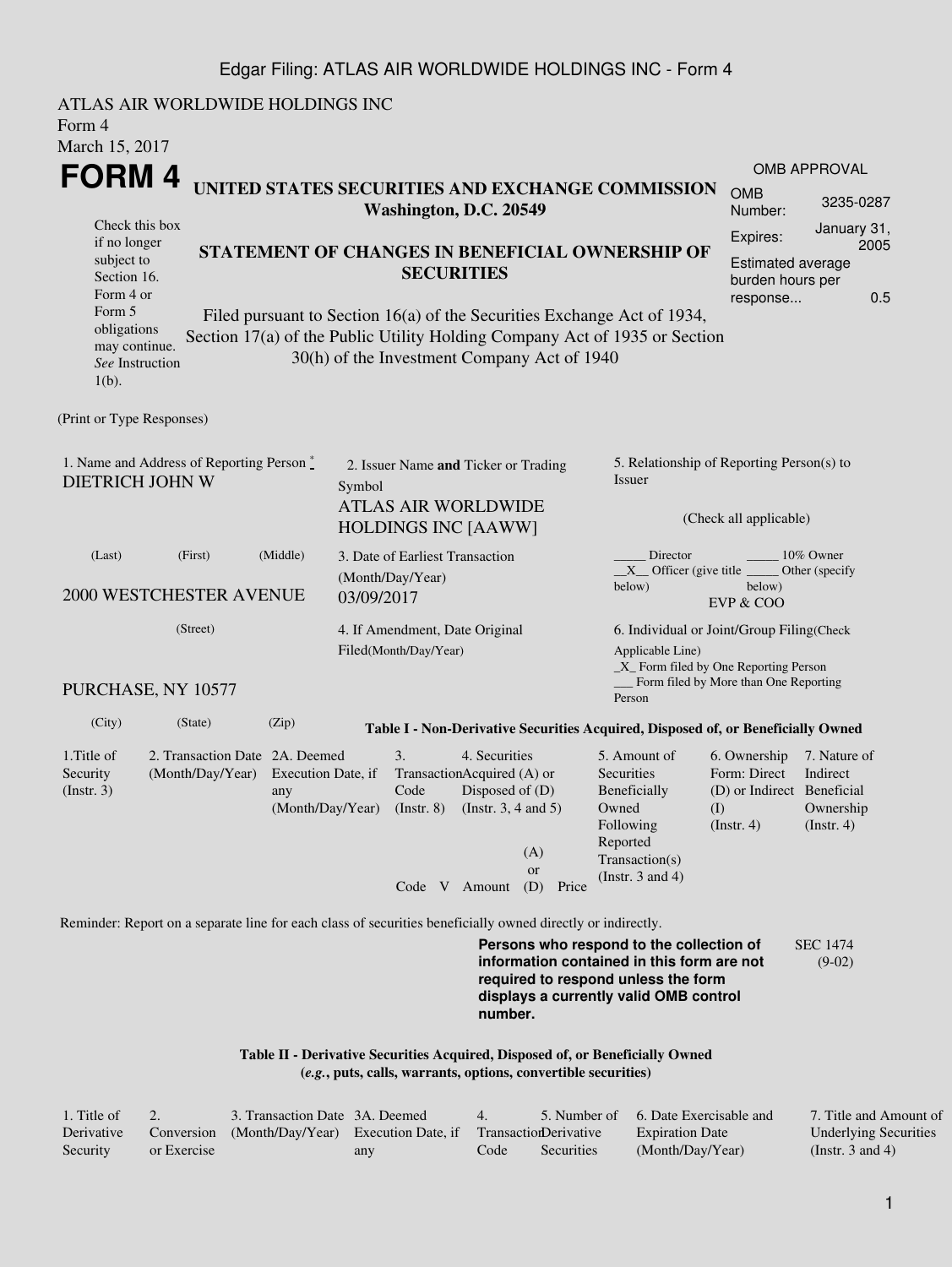ATLAS AIR WORLDWIDE HOLDINGS INC
Form 4
March 15, 2017

# FORM 4

**UNITED STATES SECURITIES AND EXCHANGE COMMISSION**
**Washington, D.C. 20549**

| OMB APPROVAL | |
|---|---|
| OMB Number: | 3235-0287 |
| Expires: | January 31, 2005 |
| Estimated average burden hours per response... | 0.5 |

Check this box if no longer subject to Section 16. Form 4 or Form 5 obligations may continue. *See* Instruction 1(b).

## STATEMENT OF CHANGES IN BENEFICIAL OWNERSHIP OF SECURITIES

Filed pursuant to Section 16(a) of the Securities Exchange Act of 1934, Section 17(a) of the Public Utility Holding Company Act of 1935 or Section 30(h) of the Investment Company Act of 1940

(Print or Type Responses)

1. Name and Address of Reporting Person *
DIETRICH JOHN W

(Last) (First) (Middle)

2000 WESTCHESTER AVENUE

(Street)

PURCHASE, NY 10577

(City) (State) (Zip)

2. Issuer Name **and** Ticker or Trading Symbol
ATLAS AIR WORLDWIDE HOLDINGS INC [AAWW]

3. Date of Earliest Transaction (Month/Day/Year)
03/09/2017

4. If Amendment, Date Original Filed(Month/Day/Year)

5. Relationship of Reporting Person(s) to Issuer

(Check all applicable)

_____ Director _____ 10% Owner
__X__ Officer (give title below) _____ Other (specify below)
EVP & COO

6. Individual or Joint/Group Filing(Check Applicable Line)
_X_ Form filed by One Reporting Person
___ Form filed by More than One Reporting Person

**Table I - Non-Derivative Securities Acquired, Disposed of, or Beneficially Owned**

| 1.Title of Security (Instr. 3) | 2. Transaction Date (Month/Day/Year) | 2A. Deemed Execution Date, if any (Month/Day/Year) | 3. Transaction Code (Instr. 8) | | 4. Securities Acquired (A) or Disposed of (D) (Instr. 3, 4 and 5) | | | 5. Amount of Securities Beneficially Owned Following Reported Transaction(s) (Instr. 3 and 4) | 6. Ownership Form: Direct (D) or Indirect (I) (Instr. 4) | 7. Nature of Indirect Beneficial Ownership (Instr. 4) |
|---|---|---|---|---|---|---|---|---|---|---|
| | | | Code | V | Amount | (A) or (D) | Price | | | |

Reminder: Report on a separate line for each class of securities beneficially owned directly or indirectly.

**Persons who respond to the collection of information contained in this form are not required to respond unless the form displays a currently valid OMB control number.**

SEC 1474 (9-02)

**Table II - Derivative Securities Acquired, Disposed of, or Beneficially Owned**
**(*e.g.*, puts, calls, warrants, options, convertible securities)**

| 1. Title of Derivative Security | 2. Conversion or Exercise | 3. Transaction Date (Month/Day/Year) | 3A. Deemed Execution Date, if any | 4. Transaction Code | 5. Number of Derivative Securities | 6. Date Exercisable and Expiration Date (Month/Day/Year) | 7. Title and Amount of Underlying Securities (Instr. 3 and 4) |
|---|---|---|---|---|---|---|---|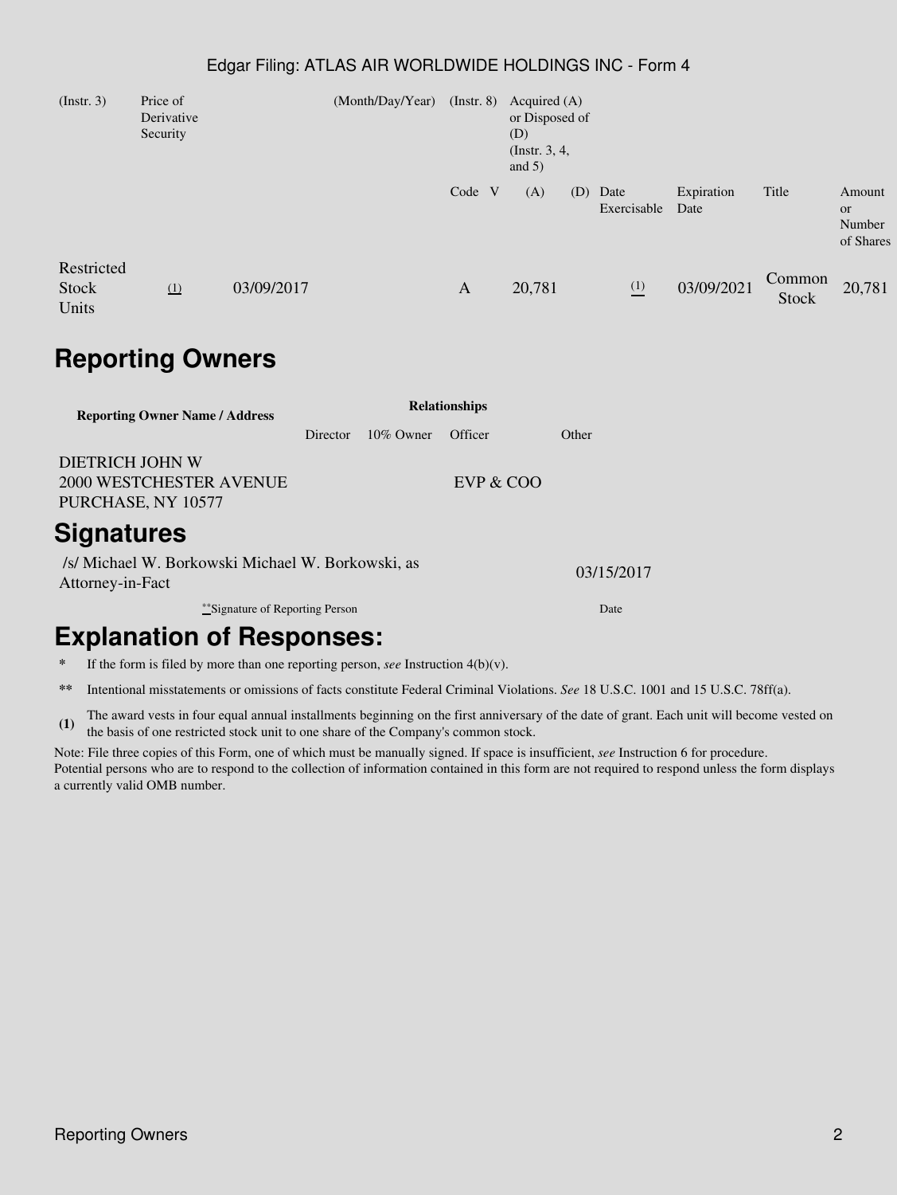| (Instr. 3) | Price of Derivative Security | | (Month/Day/Year) | (Instr. 8) | | Acquired (A) or Disposed of (D) (Instr. 3, 4, and 5) | | | | | |
|---|---|---|---|---|---|---|---|---|---|---|---|
| | | | | Code | V | (A) | (D) | Date Exercisable | Expiration Date | Title | Amount or Number of Shares |
| Restricted Stock Units | (1) | 03/09/2017 | | A | | 20,781 | | (1) | 03/09/2021 | Common Stock | 20,781 |

# Reporting Owners

| Reporting Owner Name / Address | Relationships | | | |
|---|---|---|---|---|
| | Director | 10% Owner | Officer | Other |
| DIETRICH JOHN W<br>2000 WESTCHESTER AVENUE<br>PURCHASE, NY 10577 | | | EVP & COO | |

# Signatures

| | |
|---|---|
| /s/ Michael W. Borkowski Michael W. Borkowski, as Attorney-in-Fact | 03/15/2017 |
| **Signature of Reporting Person | Date |

# Explanation of Responses:

* If the form is filed by more than one reporting person, *see* Instruction 4(b)(v).

** Intentional misstatements or omissions of facts constitute Federal Criminal Violations. *See* 18 U.S.C. 1001 and 15 U.S.C. 78ff(a).

**(1)** The award vests in four equal annual installments beginning on the first anniversary of the date of grant. Each unit will become vested on the basis of one restricted stock unit to one share of the Company's common stock.

Note: File three copies of this Form, one of which must be manually signed. If space is insufficient, *see* Instruction 6 for procedure.
Potential persons who are to respond to the collection of information contained in this form are not required to respond unless the form displays a currently valid OMB number.